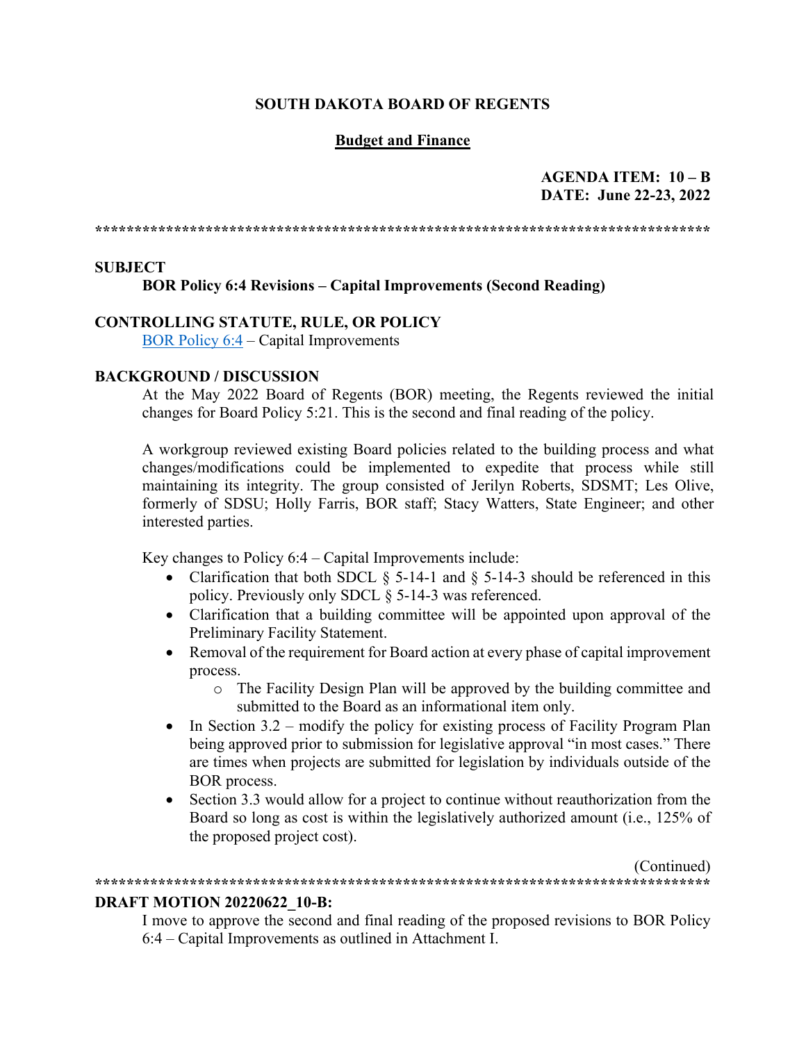**SOUTH DAKOTA BOARD OF REGENTS**

**Budget and Finance**

**AGENDA ITEM: 10 – B**
**DATE: June 22-23, 2022**

******************************************************************************

**SUBJECT**

**BOR Policy 6:4 Revisions – Capital Improvements (Second Reading)**

**CONTROLLING STATUTE, RULE, OR POLICY**

BOR Policy 6:4 – Capital Improvements

**BACKGROUND / DISCUSSION**

At the May 2022 Board of Regents (BOR) meeting, the Regents reviewed the initial changes for Board Policy 5:21. This is the second and final reading of the policy.

A workgroup reviewed existing Board policies related to the building process and what changes/modifications could be implemented to expedite that process while still maintaining its integrity. The group consisted of Jerilyn Roberts, SDSMT; Les Olive, formerly of SDSU; Holly Farris, BOR staff; Stacy Watters, State Engineer; and other interested parties.

Key changes to Policy 6:4 – Capital Improvements include:

- Clarification that both SDCL § 5-14-1 and § 5-14-3 should be referenced in this policy. Previously only SDCL § 5-14-3 was referenced.
- Clarification that a building committee will be appointed upon approval of the Preliminary Facility Statement.
- Removal of the requirement for Board action at every phase of capital improvement process.
    - The Facility Design Plan will be approved by the building committee and submitted to the Board as an informational item only.
- In Section 3.2 – modify the policy for existing process of Facility Program Plan being approved prior to submission for legislative approval "in most cases." There are times when projects are submitted for legislation by individuals outside of the BOR process.
- Section 3.3 would allow for a project to continue without reauthorization from the Board so long as cost is within the legislatively authorized amount (i.e., 125% of the proposed project cost).

(Continued)

******************************************************************************

**DRAFT MOTION 20220622_10-B:**

I move to approve the second and final reading of the proposed revisions to BOR Policy 6:4 – Capital Improvements as outlined in Attachment I.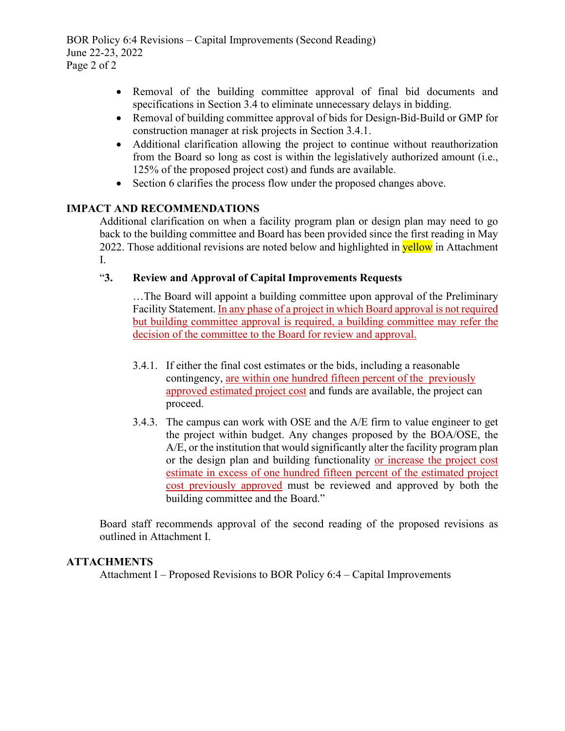- Removal of the building committee approval of final bid documents and specifications in Section 3.4 to eliminate unnecessary delays in bidding.
- Removal of building committee approval of bids for Design-Bid-Build or GMP for construction manager at risk projects in Section 3.4.1.
- Additional clarification allowing the project to continue without reauthorization from the Board so long as cost is within the legislatively authorized amount (i.e., 125% of the proposed project cost) and funds are available.
- Section 6 clarifies the process flow under the proposed changes above.

## IMPACT AND RECOMMENDATIONS

Additional clarification on when a facility program plan or design plan may need to go back to the building committee and Board has been provided since the first reading in May 2022. Those additional revisions are noted below and highlighted in yellow in Attachment I.

"**3. Review and Approval of Capital Improvements Requests**

…The Board will appoint a building committee upon approval of the Preliminary Facility Statement. In any phase of a project in which Board approval is not required but building committee approval is required, a building committee may refer the decision of the committee to the Board for review and approval.

3.4.1. If either the final cost estimates or the bids, including a reasonable contingency, are within one hundred fifteen percent of the previously approved estimated project cost and funds are available, the project can proceed.

3.4.3. The campus can work with OSE and the A/E firm to value engineer to get the project within budget. Any changes proposed by the BOA/OSE, the A/E, or the institution that would significantly alter the facility program plan or the design plan and building functionality or increase the project cost estimate in excess of one hundred fifteen percent of the estimated project cost previously approved must be reviewed and approved by both the building committee and the Board."

Board staff recommends approval of the second reading of the proposed revisions as outlined in Attachment I.

## ATTACHMENTS

Attachment I – Proposed Revisions to BOR Policy 6:4 – Capital Improvements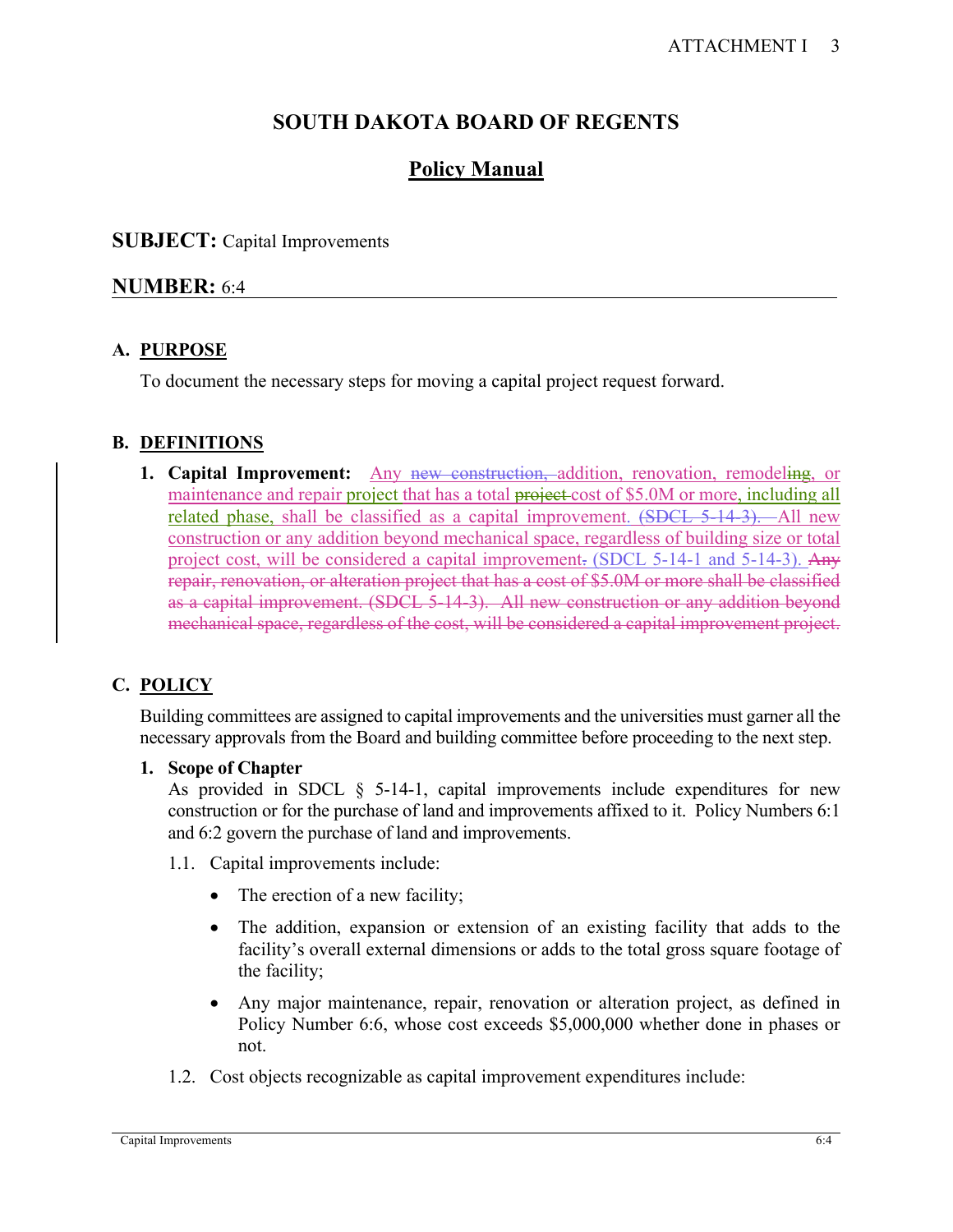# SOUTH DAKOTA BOARD OF REGENTS

## Policy Manual

**SUBJECT:** Capital Improvements

**NUMBER:** 6:4

### A. PURPOSE

To document the necessary steps for moving a capital project request forward.

### B. DEFINITIONS

1. **Capital Improvement:** Any ~~new construction,~~ addition, renovation, remodel~~ing~~, or maintenance and repair project that has a total ~~project~~ cost of $5.0M or more, including all related phase, shall be classified as a capital improvement. ~~(SDCL 5-14-3).~~ All new construction or any addition beyond mechanical space, regardless of building size or total project cost, will be considered a capital improvement~~.~~ (SDCL 5-14-1 and 5-14-3). ~~Any repair, renovation, or alteration project that has a cost of $5.0M or more shall be classified as a capital improvement. (SDCL 5-14-3). All new construction or any addition beyond mechanical space, regardless of the cost, will be considered a capital improvement project.~~

### C. POLICY

Building committees are assigned to capital improvements and the universities must garner all the necessary approvals from the Board and building committee before proceeding to the next step.

1. **Scope of Chapter**

   As provided in SDCL § 5-14-1, capital improvements include expenditures for new construction or for the purchase of land and improvements affixed to it. Policy Numbers 6:1 and 6:2 govern the purchase of land and improvements.

   1.1. Capital improvements include:

   - The erection of a new facility;
   - The addition, expansion or extension of an existing facility that adds to the facility's overall external dimensions or adds to the total gross square footage of the facility;
   - Any major maintenance, repair, renovation or alteration project, as defined in Policy Number 6:6, whose cost exceeds $5,000,000 whether done in phases or not.

   1.2. Cost objects recognizable as capital improvement expenditures include: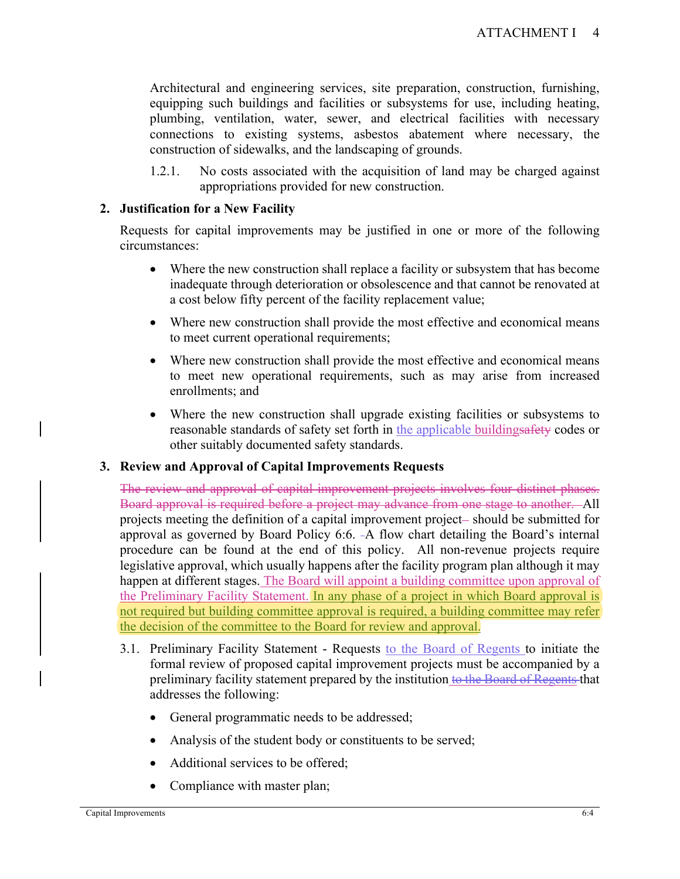Architectural and engineering services, site preparation, construction, furnishing, equipping such buildings and facilities or subsystems for use, including heating, plumbing, ventilation, water, sewer, and electrical facilities with necessary connections to existing systems, asbestos abatement where necessary, the construction of sidewalks, and the landscaping of grounds.

1.2.1. No costs associated with the acquisition of land may be charged against appropriations provided for new construction.

## 2. Justification for a New Facility

Requests for capital improvements may be justified in one or more of the following circumstances:

- Where the new construction shall replace a facility or subsystem that has become inadequate through deterioration or obsolescence and that cannot be renovated at a cost below fifty percent of the facility replacement value;
- Where new construction shall provide the most effective and economical means to meet current operational requirements;
- Where new construction shall provide the most effective and economical means to meet new operational requirements, such as may arise from increased enrollments; and
- Where the new construction shall upgrade existing facilities or subsystems to reasonable standards of safety set forth in the applicable building~~safety~~ codes or other suitably documented safety standards.

## 3. Review and Approval of Capital Improvements Requests

~~The review and approval of capital improvement projects involves four distinct phases. Board approval is required before a project may advance from one stage to another.~~ All projects meeting the definition of a capital improvement project ~~–~~ should be submitted for approval as governed by Board Policy 6:6. ~~-~~A flow chart detailing the Board's internal procedure can be found at the end of this policy. All non-revenue projects require legislative approval, which usually happens after the facility program plan although it may happen at different stages. The Board will appoint a building committee upon approval of the Preliminary Facility Statement. In any phase of a project in which Board approval is not required but building committee approval is required, a building committee may refer the decision of the committee to the Board for review and approval.

3.1. Preliminary Facility Statement - Requests to the Board of Regents to initiate the formal review of proposed capital improvement projects must be accompanied by a preliminary facility statement prepared by the institution ~~to the Board of Regents~~ that addresses the following:

- General programmatic needs to be addressed;
- Analysis of the student body or constituents to be served;
- Additional services to be offered;
- Compliance with master plan;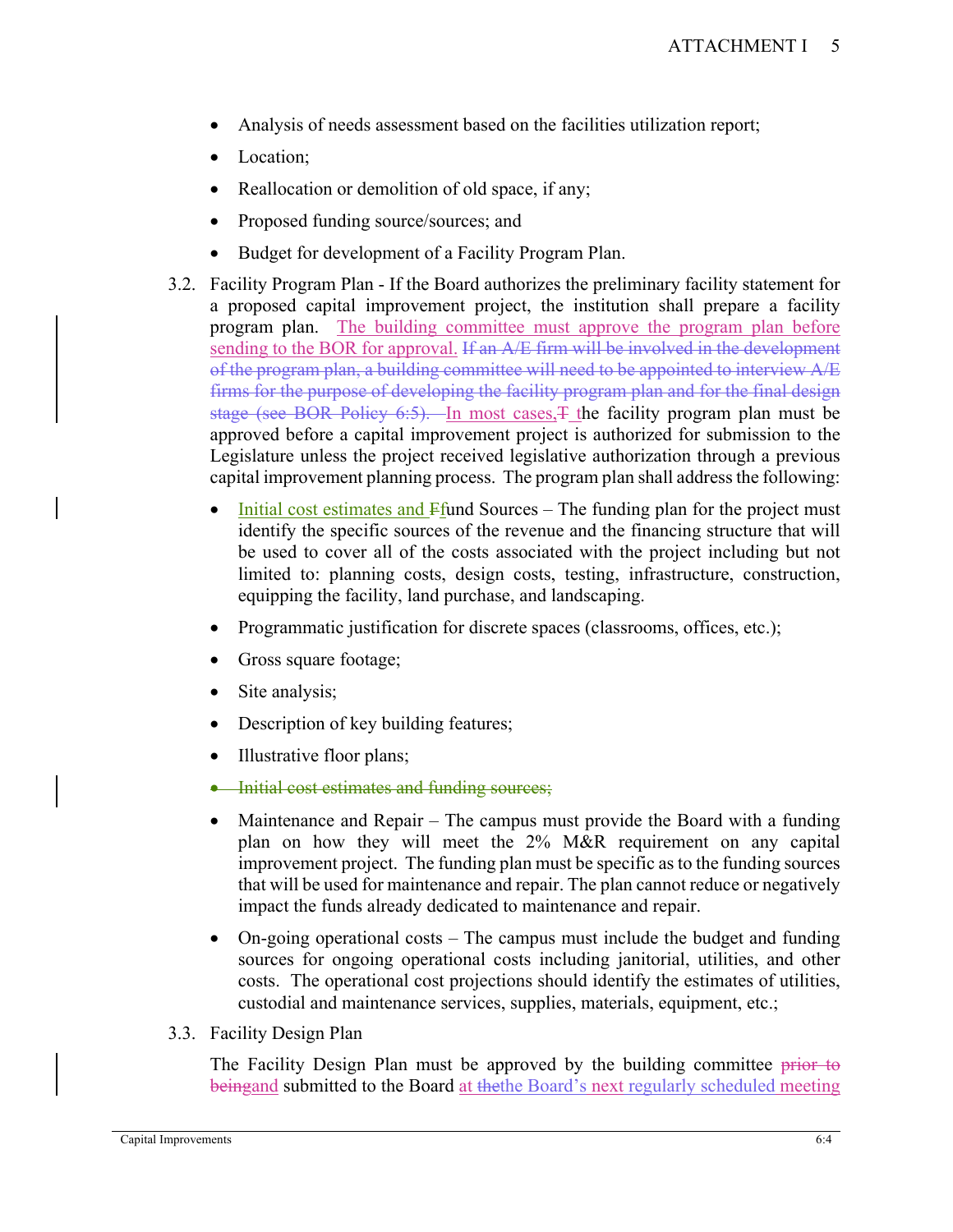- Analysis of needs assessment based on the facilities utilization report;
- Location;
- Reallocation or demolition of old space, if any;
- Proposed funding source/sources; and
- Budget for development of a Facility Program Plan.

3.2. Facility Program Plan - If the Board authorizes the preliminary facility statement for a proposed capital improvement project, the institution shall prepare a facility program plan. The building committee must approve the program plan before sending to the BOR for approval. ~~If an A/E firm will be involved in the development of the program plan, a building committee will need to be appointed to interview A/E firms for the purpose of developing the facility program plan and for the final design stage (see BOR Policy 6:5).~~ In most cases, ~~T~~ the facility program plan must be approved before a capital improvement project is authorized for submission to the Legislature unless the project received legislative authorization through a previous capital improvement planning process. The program plan shall address the following:

- Initial cost estimates and ~~F~~fund Sources – The funding plan for the project must identify the specific sources of the revenue and the financing structure that will be used to cover all of the costs associated with the project including but not limited to: planning costs, design costs, testing, infrastructure, construction, equipping the facility, land purchase, and landscaping.
- Programmatic justification for discrete spaces (classrooms, offices, etc.);
- Gross square footage;
- Site analysis;
- Description of key building features;
- Illustrative floor plans;
- ~~Initial cost estimates and funding sources;~~
- Maintenance and Repair – The campus must provide the Board with a funding plan on how they will meet the 2% M&R requirement on any capital improvement project. The funding plan must be specific as to the funding sources that will be used for maintenance and repair. The plan cannot reduce or negatively impact the funds already dedicated to maintenance and repair.
- On-going operational costs – The campus must include the budget and funding sources for ongoing operational costs including janitorial, utilities, and other costs. The operational cost projections should identify the estimates of utilities, custodial and maintenance services, supplies, materials, equipment, etc.;

3.3. Facility Design Plan

The Facility Design Plan must be approved by the building committee ~~prior to being~~and submitted to the Board at ~~the~~the Board's next regularly scheduled meeting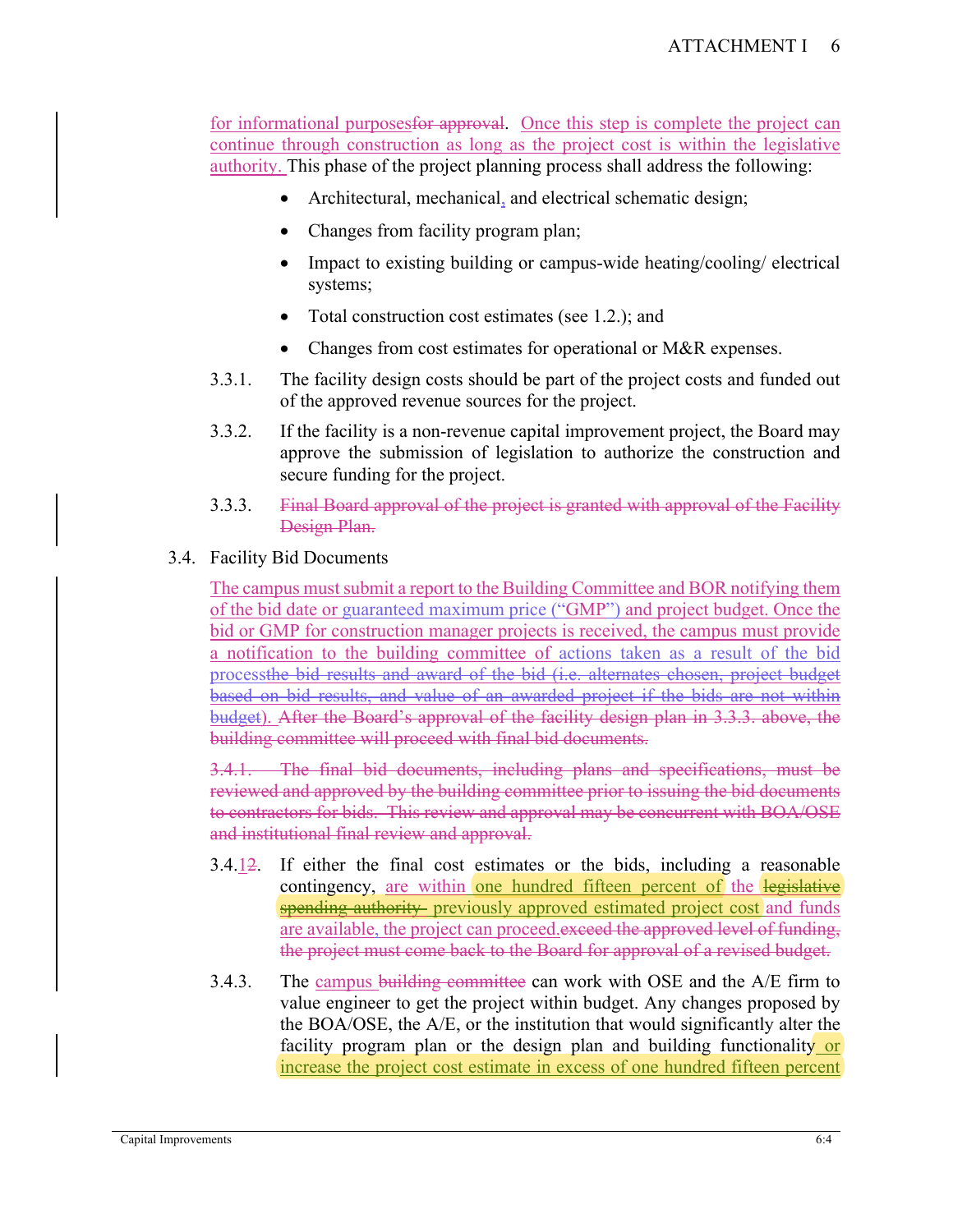for informational purposes~~for approval~~. Once this step is complete the project can continue through construction as long as the project cost is within the legislative authority. This phase of the project planning process shall address the following:

- Architectural, mechanical, and electrical schematic design;
- Changes from facility program plan;
- Impact to existing building or campus-wide heating/cooling/ electrical systems;
- Total construction cost estimates (see 1.2.); and
- Changes from cost estimates for operational or M&R expenses.

3.3.1. The facility design costs should be part of the project costs and funded out of the approved revenue sources for the project.

3.3.2. If the facility is a non-revenue capital improvement project, the Board may approve the submission of legislation to authorize the construction and secure funding for the project.

3.3.3. ~~Final Board approval of the project is granted with approval of the Facility Design Plan.~~

3.4. Facility Bid Documents

The campus must submit a report to the Building Committee and BOR notifying them of the bid date or guaranteed maximum price ("GMP") and project budget. Once the bid or GMP for construction manager projects is received, the campus must provide a notification to the building committee of actions taken as a result of the bid process~~the bid results and award of the bid (i.e. alternates chosen, project budget based on bid results, and value of an awarded project if the bids are not within budget)~~. ~~After the Board's approval of the facility design plan in 3.3.3. above, the building committee will proceed with final bid documents.~~

~~3.4.1. The final bid documents, including plans and specifications, must be reviewed and approved by the building committee prior to issuing the bid documents to contractors for bids. This review and approval may be concurrent with BOA/OSE and institutional final review and approval.~~

3.4.1~~2~~. If either the final cost estimates or the bids, including a reasonable contingency, are within one hundred fifteen percent of the ~~legislative spending authority~~ previously approved estimated project cost and funds are available, the project can proceed.~~exceed the approved level of funding, the project must come back to the Board for approval of a revised budget.~~

3.4.3. The campus ~~building committee~~ can work with OSE and the A/E firm to value engineer to get the project within budget. Any changes proposed by the BOA/OSE, the A/E, or the institution that would significantly alter the facility program plan or the design plan and building functionality or increase the project cost estimate in excess of one hundred fifteen percent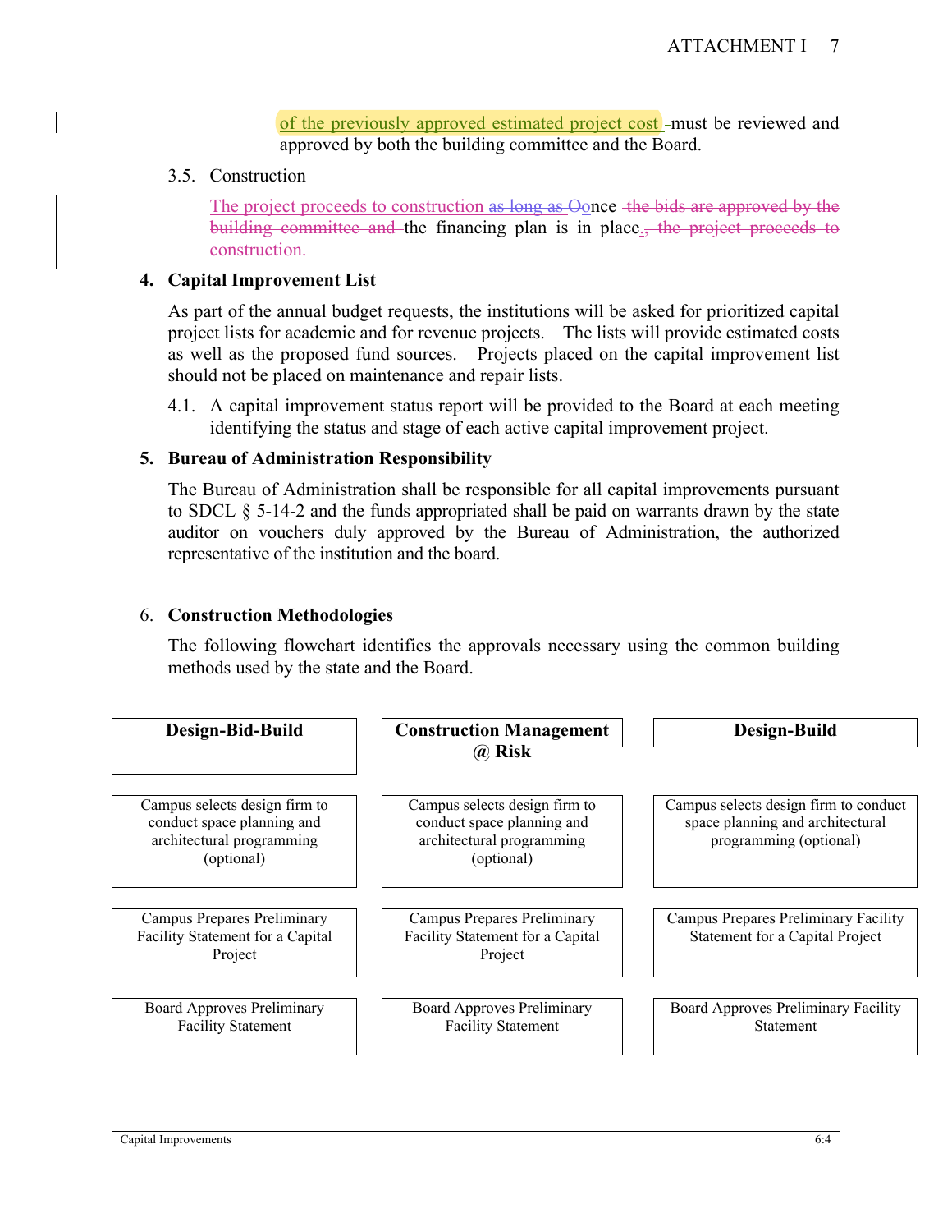of the previously approved estimated project cost must be reviewed and approved by both the building committee and the Board.

3.5. Construction

The project proceeds to construction as long as Oonce the bids are approved by the building committee and the financing plan is in place., the project proceeds to construction.

## 4. Capital Improvement List

As part of the annual budget requests, the institutions will be asked for prioritized capital project lists for academic and for revenue projects. The lists will provide estimated costs as well as the proposed fund sources. Projects placed on the capital improvement list should not be placed on maintenance and repair lists.

4.1. A capital improvement status report will be provided to the Board at each meeting identifying the status and stage of each active capital improvement project.

## 5. Bureau of Administration Responsibility

The Bureau of Administration shall be responsible for all capital improvements pursuant to SDCL § 5-14-2 and the funds appropriated shall be paid on warrants drawn by the state auditor on vouchers duly approved by the Bureau of Administration, the authorized representative of the institution and the board.

## 6. Construction Methodologies

The following flowchart identifies the approvals necessary using the common building methods used by the state and the Board.

| **Design-Bid-Build** | **Construction Management @ Risk** | **Design-Build** |
|---|---|---|
| Campus selects design firm to conduct space planning and architectural programming (optional) | Campus selects design firm to conduct space planning and architectural programming (optional) | Campus selects design firm to conduct space planning and architectural programming (optional) |
| Campus Prepares Preliminary Facility Statement for a Capital Project | Campus Prepares Preliminary Facility Statement for a Capital Project | Campus Prepares Preliminary Facility Statement for a Capital Project |
| Board Approves Preliminary Facility Statement | Board Approves Preliminary Facility Statement | Board Approves Preliminary Facility Statement |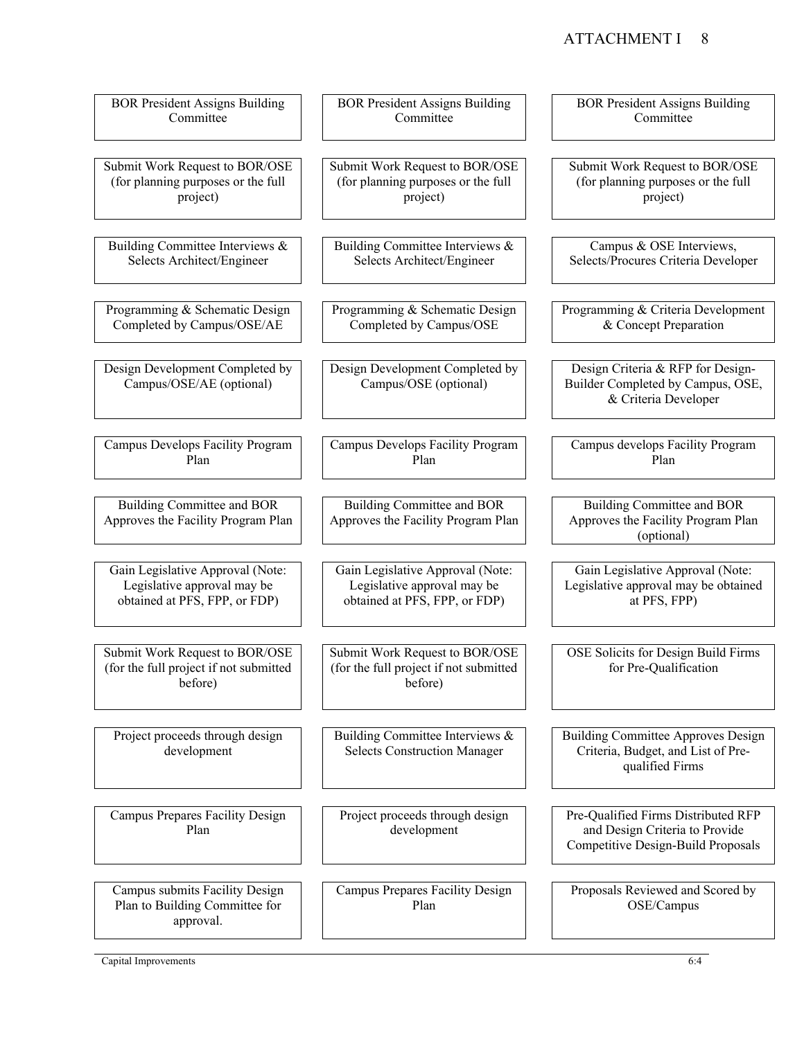| | | |
|---|---|---|
| BOR President Assigns Building Committee | BOR President Assigns Building Committee | BOR President Assigns Building Committee |
| Submit Work Request to BOR/OSE (for planning purposes or the full project) | Submit Work Request to BOR/OSE (for planning purposes or the full project) | Submit Work Request to BOR/OSE (for planning purposes or the full project) |
| Building Committee Interviews & Selects Architect/Engineer | Building Committee Interviews & Selects Architect/Engineer | Campus & OSE Interviews, Selects/Procures Criteria Developer |
| Programming & Schematic Design Completed by Campus/OSE/AE | Programming & Schematic Design Completed by Campus/OSE | Programming & Criteria Development & Concept Preparation |
| Design Development Completed by Campus/OSE/AE (optional) | Design Development Completed by Campus/OSE (optional) | Design Criteria & RFP for Design-Builder Completed by Campus, OSE, & Criteria Developer |
| Campus Develops Facility Program Plan | Campus Develops Facility Program Plan | Campus develops Facility Program Plan |
| Building Committee and BOR Approves the Facility Program Plan | Building Committee and BOR Approves the Facility Program Plan | Building Committee and BOR Approves the Facility Program Plan (optional) |
| Gain Legislative Approval (Note: Legislative approval may be obtained at PFS, FPP, or FDP) | Gain Legislative Approval (Note: Legislative approval may be obtained at PFS, FPP, or FDP) | Gain Legislative Approval (Note: Legislative approval may be obtained at PFS, FPP) |
| Submit Work Request to BOR/OSE (for the full project if not submitted before) | Submit Work Request to BOR/OSE (for the full project if not submitted before) | OSE Solicits for Design Build Firms for Pre-Qualification |
| Project proceeds through design development | Building Committee Interviews & Selects Construction Manager | Building Committee Approves Design Criteria, Budget, and List of Pre-qualified Firms |
| Campus Prepares Facility Design Plan | Project proceeds through design development | Pre-Qualified Firms Distributed RFP and Design Criteria to Provide Competitive Design-Build Proposals |
| Campus submits Facility Design Plan to Building Committee for approval. | Campus Prepares Facility Design Plan | Proposals Reviewed and Scored by OSE/Campus |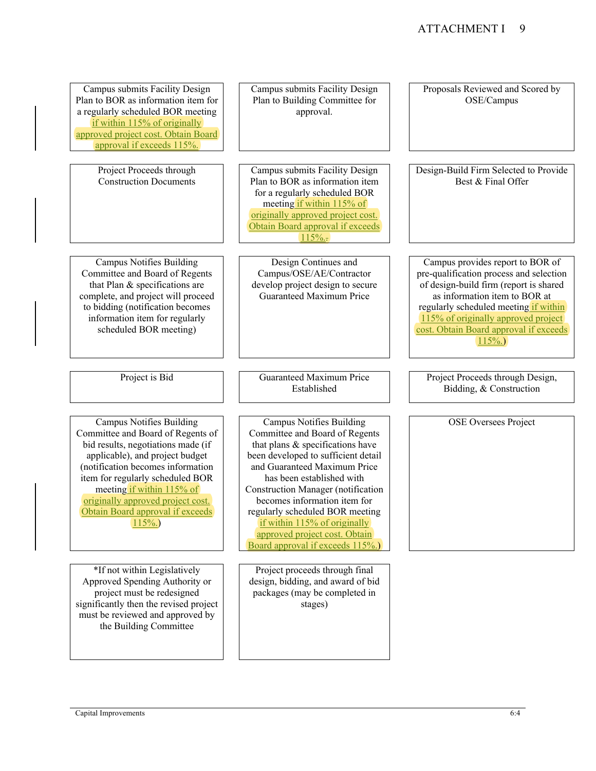| | | |
|---|---|---|
| Campus submits Facility Design Plan to BOR as information item for a regularly scheduled BOR meeting if within 115% of originally approved project cost. Obtain Board approval if exceeds 115%. | Campus submits Facility Design Plan to Building Committee for approval. | Proposals Reviewed and Scored by OSE/Campus |
| Project Proceeds through Construction Documents | Campus submits Facility Design Plan to BOR as information item for a regularly scheduled BOR meeting if within 115% of originally approved project cost. Obtain Board approval if exceeds 115%. | Design-Build Firm Selected to Provide Best & Final Offer |
| Campus Notifies Building Committee and Board of Regents that Plan & specifications are complete, and project will proceed to bidding (notification becomes information item for regularly scheduled BOR meeting) | Design Continues and Campus/OSE/AE/Contractor develop project design to secure Guaranteed Maximum Price | Campus provides report to BOR of pre-qualification process and selection of design-build firm (report is shared as information item to BOR at regularly scheduled meeting if within 115% of originally approved project cost. Obtain Board approval if exceeds 115%.) |
| Project is Bid | Guaranteed Maximum Price Established | Project Proceeds through Design, Bidding, & Construction |
| Campus Notifies Building Committee and Board of Regents of bid results, negotiations made (if applicable), and project budget (notification becomes information item for regularly scheduled BOR meeting if within 115% of originally approved project cost. Obtain Board approval if exceeds 115%.) | Campus Notifies Building Committee and Board of Regents that plans & specifications have been developed to sufficient detail and Guaranteed Maximum Price has been established with Construction Manager (notification becomes information item for regularly scheduled BOR meeting if within 115% of originally approved project cost. Obtain Board approval if exceeds 115%.) | OSE Oversees Project |
| *If not within Legislatively Approved Spending Authority or project must be redesigned significantly then the revised project must be reviewed and approved by the Building Committee | Project proceeds through final design, bidding, and award of bid packages (may be completed in stages) | |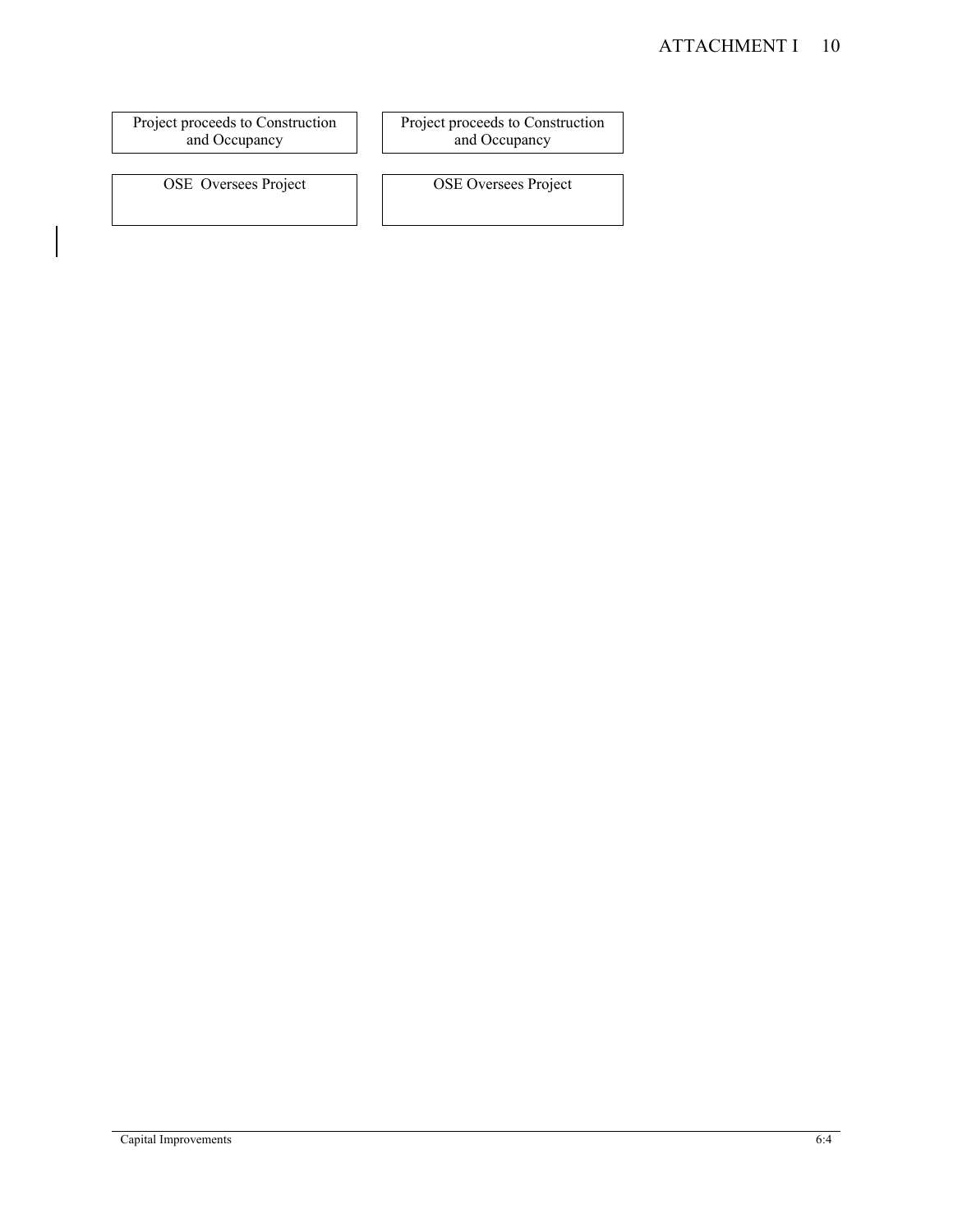| Project proceeds to Construction and Occupancy | Project proceeds to Construction and Occupancy |
| --- | --- |
| OSE Oversees Project | OSE Oversees Project |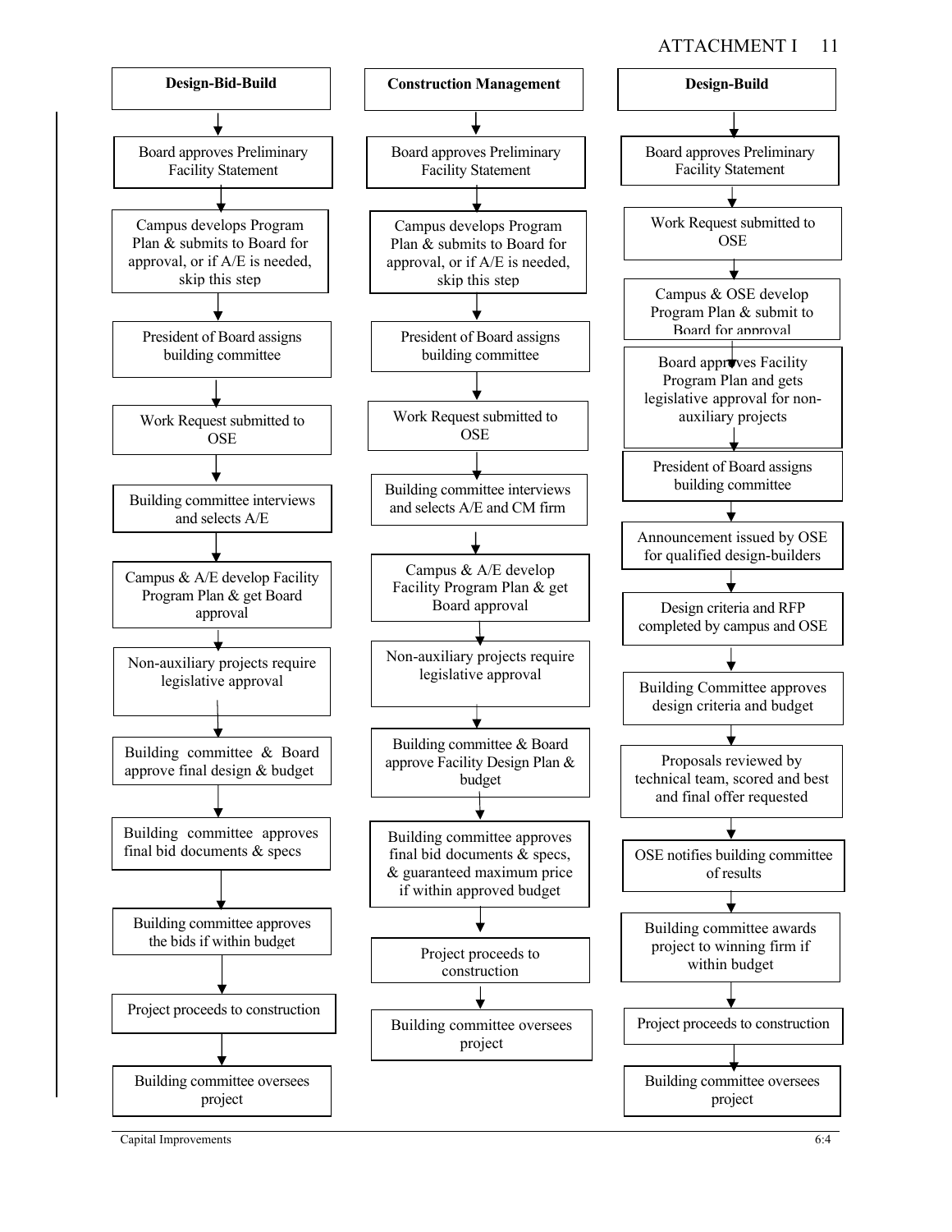ATTACHMENT I

## Design-Bid-Build

1. Board approves Preliminary Facility Statement
2. Campus develops Program Plan & submits to Board for approval, or if A/E is needed, skip this step
3. President of Board assigns building committee
4. Work Request submitted to OSE
5. Building committee interviews and selects A/E
6. Campus & A/E develop Facility Program Plan & get Board approval
7. Non-auxiliary projects require legislative approval
8. Building committee & Board approve final design & budget
9. Building committee approves final bid documents & specs
10. Building committee approves the bids if within budget
11. Project proceeds to construction
12. Building committee oversees project

## Construction Management

1. Board approves Preliminary Facility Statement
2. Campus develops Program Plan & submits to Board for approval, or if A/E is needed, skip this step
3. President of Board assigns building committee
4. Work Request submitted to OSE
5. Building committee interviews and selects A/E and CM firm
6. Campus & A/E develop Facility Program Plan & get Board approval
7. Non-auxiliary projects require legislative approval
8. Building committee & Board approve Facility Design Plan & budget
9. Building committee approves final bid documents & specs, & guaranteed maximum price if within approved budget
10. Project proceeds to construction
11. Building committee oversees project

## Design-Build

1. Board approves Preliminary Facility Statement
2. Work Request submitted to OSE
3. Campus & OSE develop Program Plan & submit to Board for approval
4. Board approves Facility Program Plan and gets legislative approval for non-auxiliary projects
5. President of Board assigns building committee
6. Announcement issued by OSE for qualified design-builders
7. Design criteria and RFP completed by campus and OSE
8. Building Committee approves design criteria and budget
9. Proposals reviewed by technical team, scored and best and final offer requested
10. OSE notifies building committee of results
11. Building committee awards project to winning firm if within budget
12. Project proceeds to construction
13. Building committee oversees project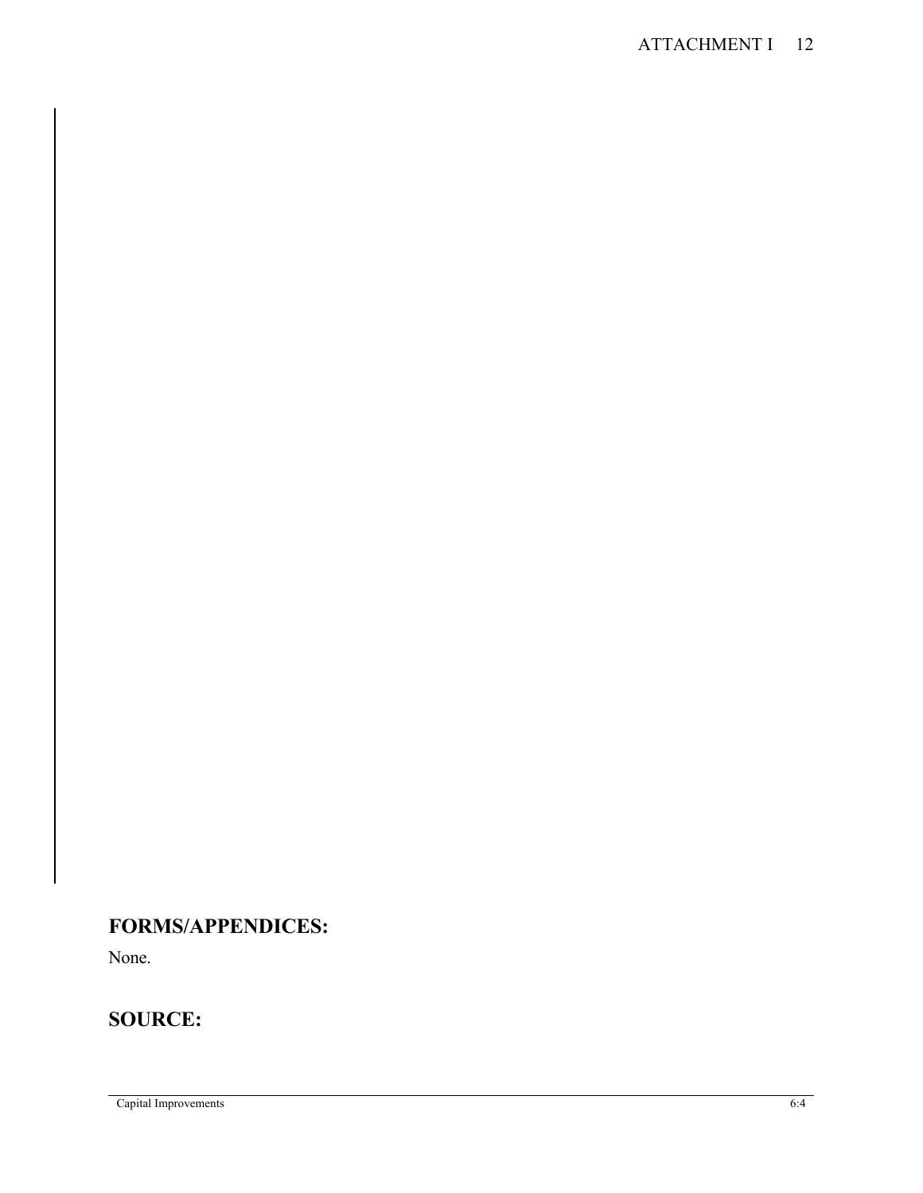## FORMS/APPENDICES:

None.

## SOURCE: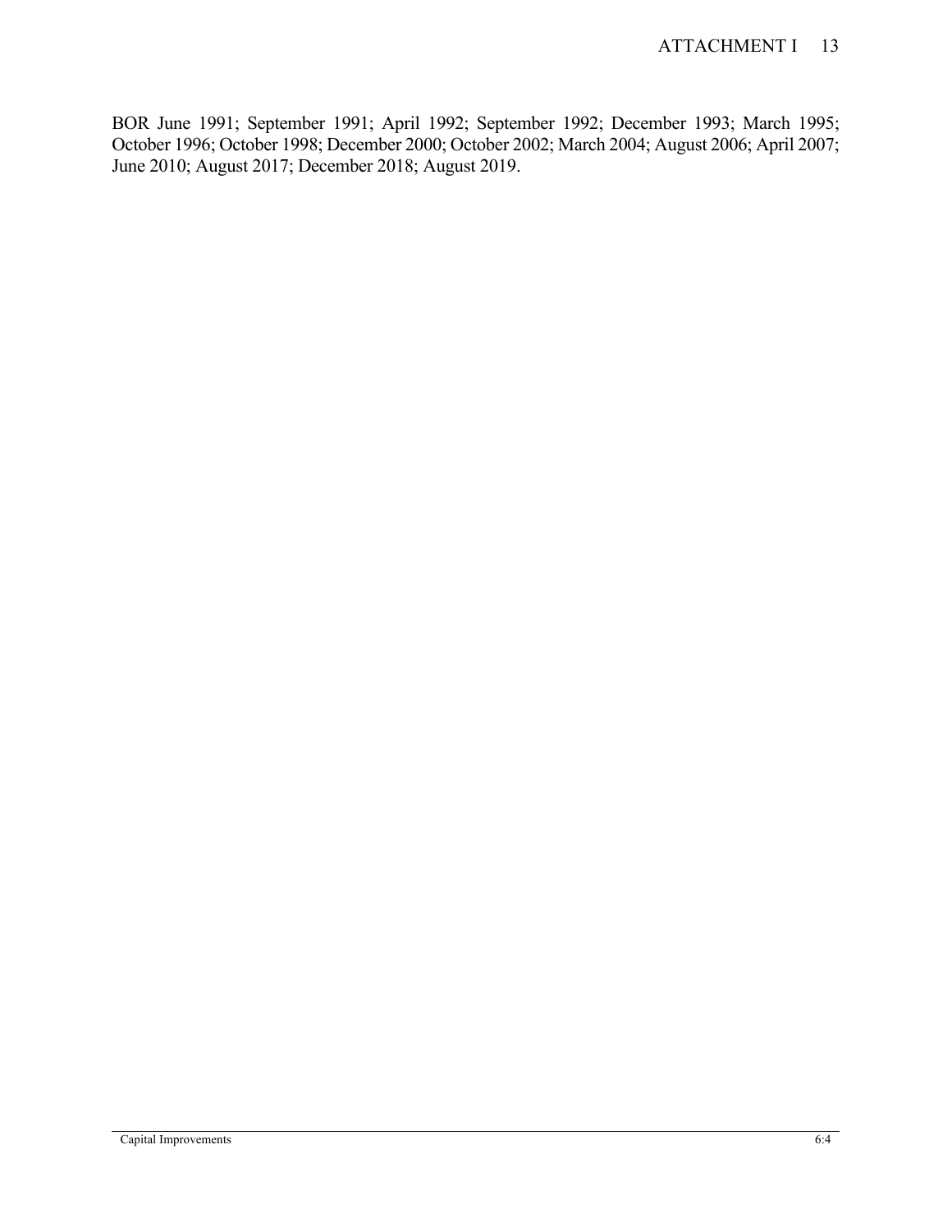BOR June 1991; September 1991; April 1992; September 1992; December 1993; March 1995; October 1996; October 1998; December 2000; October 2002; March 2004; August 2006; April 2007; June 2010; August 2017; December 2018; August 2019.